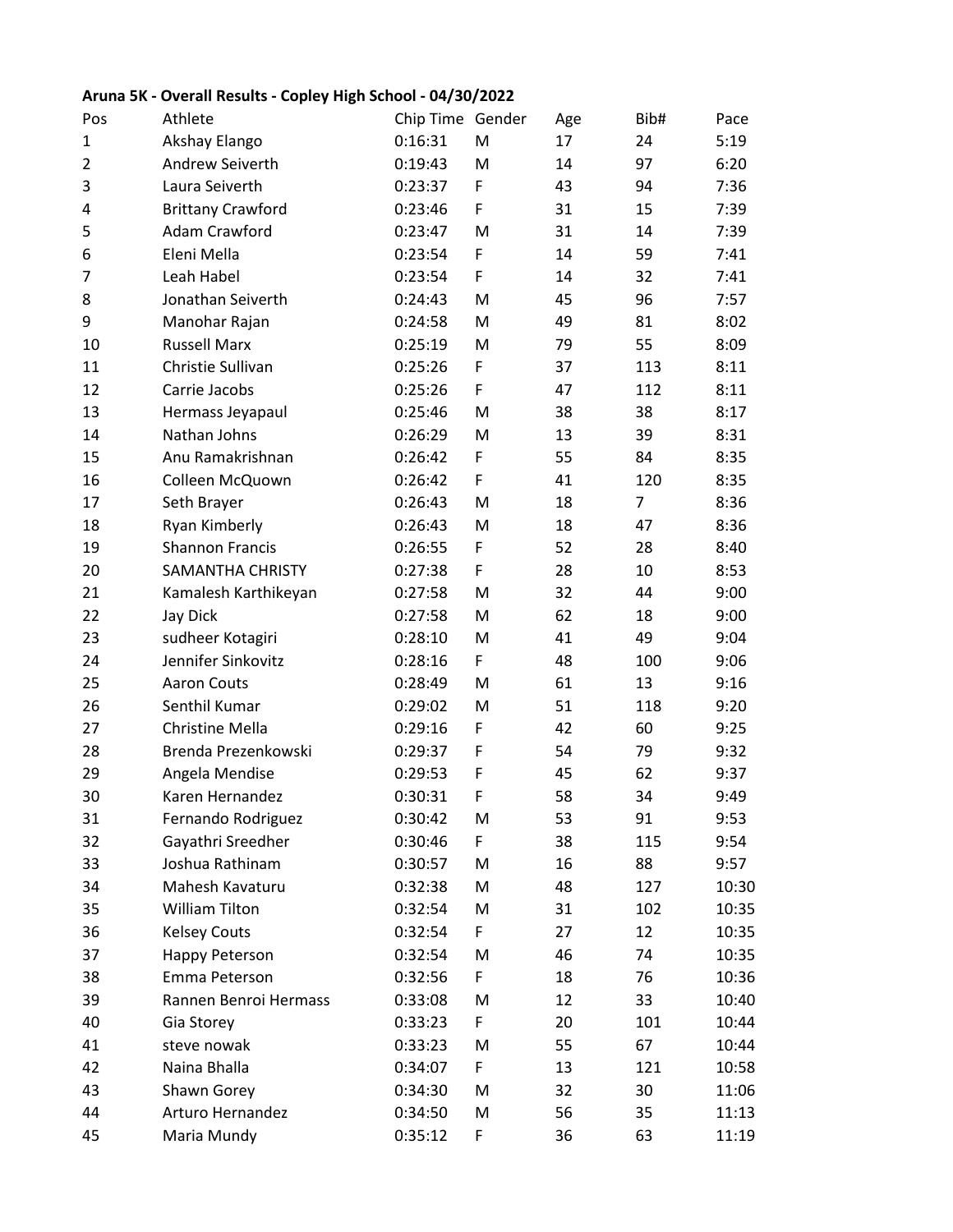**Aruna 5K - Overall Results - Copley High School - 04/30/2022**

| Pos | Athlete | Chip Time | Gender | Age | Bib# | Pace |
|---|---|---|---|---|---|---|
| 1 | Akshay Elango | 0:16:31 | M | 17 | 24 | 5:19 |
| 2 | Andrew Seiverth | 0:19:43 | M | 14 | 97 | 6:20 |
| 3 | Laura Seiverth | 0:23:37 | F | 43 | 94 | 7:36 |
| 4 | Brittany Crawford | 0:23:46 | F | 31 | 15 | 7:39 |
| 5 | Adam Crawford | 0:23:47 | M | 31 | 14 | 7:39 |
| 6 | Eleni Mella | 0:23:54 | F | 14 | 59 | 7:41 |
| 7 | Leah Habel | 0:23:54 | F | 14 | 32 | 7:41 |
| 8 | Jonathan Seiverth | 0:24:43 | M | 45 | 96 | 7:57 |
| 9 | Manohar Rajan | 0:24:58 | M | 49 | 81 | 8:02 |
| 10 | Russell Marx | 0:25:19 | M | 79 | 55 | 8:09 |
| 11 | Christie Sullivan | 0:25:26 | F | 37 | 113 | 8:11 |
| 12 | Carrie Jacobs | 0:25:26 | F | 47 | 112 | 8:11 |
| 13 | Hermass Jeyapaul | 0:25:46 | M | 38 | 38 | 8:17 |
| 14 | Nathan Johns | 0:26:29 | M | 13 | 39 | 8:31 |
| 15 | Anu Ramakrishnan | 0:26:42 | F | 55 | 84 | 8:35 |
| 16 | Colleen McQuown | 0:26:42 | F | 41 | 120 | 8:35 |
| 17 | Seth Brayer | 0:26:43 | M | 18 | 7 | 8:36 |
| 18 | Ryan Kimberly | 0:26:43 | M | 18 | 47 | 8:36 |
| 19 | Shannon Francis | 0:26:55 | F | 52 | 28 | 8:40 |
| 20 | SAMANTHA CHRISTY | 0:27:38 | F | 28 | 10 | 8:53 |
| 21 | Kamalesh Karthikeyan | 0:27:58 | M | 32 | 44 | 9:00 |
| 22 | Jay Dick | 0:27:58 | M | 62 | 18 | 9:00 |
| 23 | sudheer Kotagiri | 0:28:10 | M | 41 | 49 | 9:04 |
| 24 | Jennifer Sinkovitz | 0:28:16 | F | 48 | 100 | 9:06 |
| 25 | Aaron Couts | 0:28:49 | M | 61 | 13 | 9:16 |
| 26 | Senthil Kumar | 0:29:02 | M | 51 | 118 | 9:20 |
| 27 | Christine Mella | 0:29:16 | F | 42 | 60 | 9:25 |
| 28 | Brenda Prezenkowski | 0:29:37 | F | 54 | 79 | 9:32 |
| 29 | Angela Mendise | 0:29:53 | F | 45 | 62 | 9:37 |
| 30 | Karen Hernandez | 0:30:31 | F | 58 | 34 | 9:49 |
| 31 | Fernando Rodriguez | 0:30:42 | M | 53 | 91 | 9:53 |
| 32 | Gayathri Sreedher | 0:30:46 | F | 38 | 115 | 9:54 |
| 33 | Joshua Rathinam | 0:30:57 | M | 16 | 88 | 9:57 |
| 34 | Mahesh Kavaturu | 0:32:38 | M | 48 | 127 | 10:30 |
| 35 | William Tilton | 0:32:54 | M | 31 | 102 | 10:35 |
| 36 | Kelsey Couts | 0:32:54 | F | 27 | 12 | 10:35 |
| 37 | Happy Peterson | 0:32:54 | M | 46 | 74 | 10:35 |
| 38 | Emma Peterson | 0:32:56 | F | 18 | 76 | 10:36 |
| 39 | Rannen Benroi Hermass | 0:33:08 | M | 12 | 33 | 10:40 |
| 40 | Gia Storey | 0:33:23 | F | 20 | 101 | 10:44 |
| 41 | steve nowak | 0:33:23 | M | 55 | 67 | 10:44 |
| 42 | Naina Bhalla | 0:34:07 | F | 13 | 121 | 10:58 |
| 43 | Shawn Gorey | 0:34:30 | M | 32 | 30 | 11:06 |
| 44 | Arturo Hernandez | 0:34:50 | M | 56 | 35 | 11:13 |
| 45 | Maria Mundy | 0:35:12 | F | 36 | 63 | 11:19 |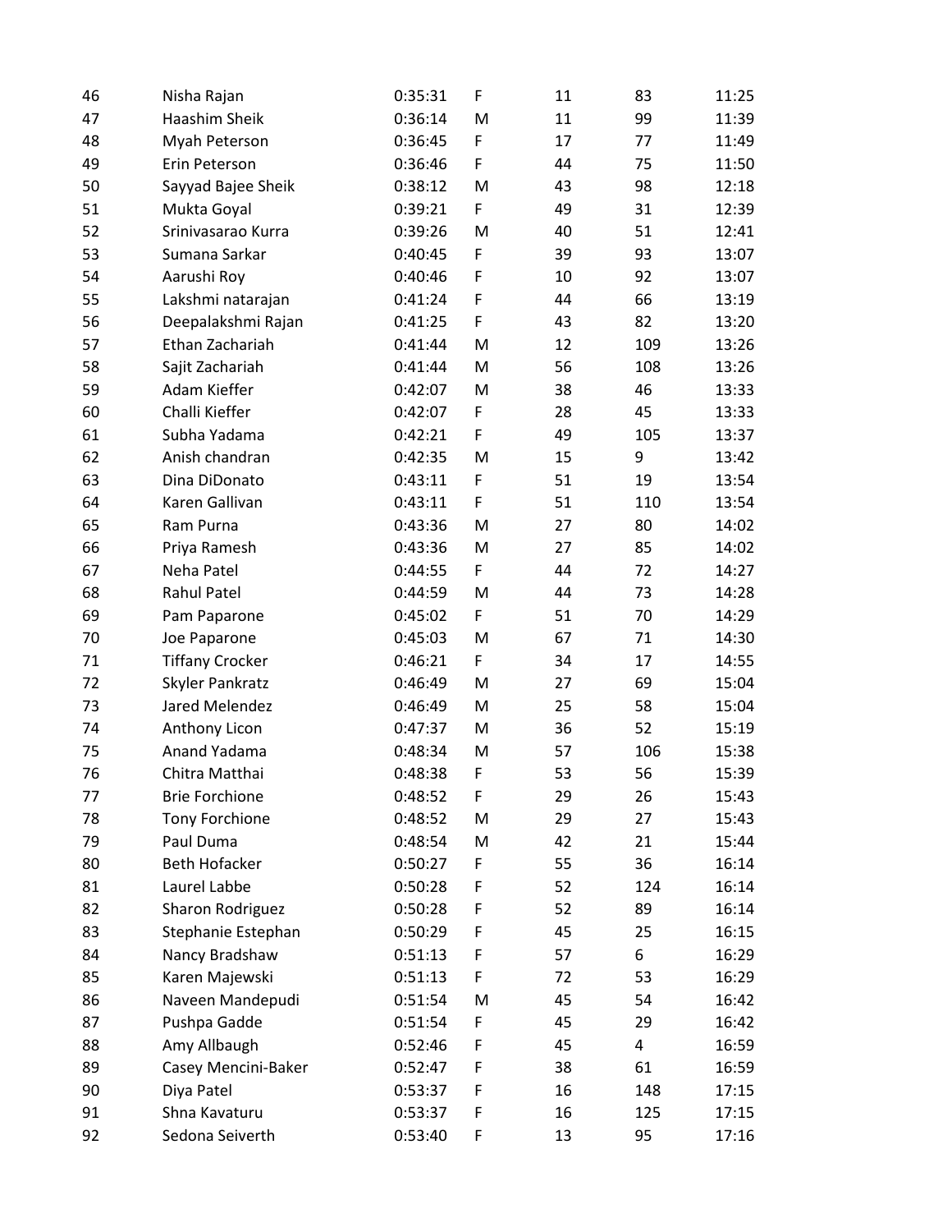| | | | | | | |
|---|---|---|---|---|---|---|
| 46 | Nisha Rajan | 0:35:31 | F | 11 | 83 | 11:25 |
| 47 | Haashim Sheik | 0:36:14 | M | 11 | 99 | 11:39 |
| 48 | Myah Peterson | 0:36:45 | F | 17 | 77 | 11:49 |
| 49 | Erin Peterson | 0:36:46 | F | 44 | 75 | 11:50 |
| 50 | Sayyad Bajee Sheik | 0:38:12 | M | 43 | 98 | 12:18 |
| 51 | Mukta Goyal | 0:39:21 | F | 49 | 31 | 12:39 |
| 52 | Srinivasarao Kurra | 0:39:26 | M | 40 | 51 | 12:41 |
| 53 | Sumana Sarkar | 0:40:45 | F | 39 | 93 | 13:07 |
| 54 | Aarushi Roy | 0:40:46 | F | 10 | 92 | 13:07 |
| 55 | Lakshmi natarajan | 0:41:24 | F | 44 | 66 | 13:19 |
| 56 | Deepalakshmi Rajan | 0:41:25 | F | 43 | 82 | 13:20 |
| 57 | Ethan Zachariah | 0:41:44 | M | 12 | 109 | 13:26 |
| 58 | Sajit Zachariah | 0:41:44 | M | 56 | 108 | 13:26 |
| 59 | Adam Kieffer | 0:42:07 | M | 38 | 46 | 13:33 |
| 60 | Challi Kieffer | 0:42:07 | F | 28 | 45 | 13:33 |
| 61 | Subha Yadama | 0:42:21 | F | 49 | 105 | 13:37 |
| 62 | Anish chandran | 0:42:35 | M | 15 | 9 | 13:42 |
| 63 | Dina DiDonato | 0:43:11 | F | 51 | 19 | 13:54 |
| 64 | Karen Gallivan | 0:43:11 | F | 51 | 110 | 13:54 |
| 65 | Ram Purna | 0:43:36 | M | 27 | 80 | 14:02 |
| 66 | Priya Ramesh | 0:43:36 | M | 27 | 85 | 14:02 |
| 67 | Neha Patel | 0:44:55 | F | 44 | 72 | 14:27 |
| 68 | Rahul Patel | 0:44:59 | M | 44 | 73 | 14:28 |
| 69 | Pam Paparone | 0:45:02 | F | 51 | 70 | 14:29 |
| 70 | Joe Paparone | 0:45:03 | M | 67 | 71 | 14:30 |
| 71 | Tiffany Crocker | 0:46:21 | F | 34 | 17 | 14:55 |
| 72 | Skyler Pankratz | 0:46:49 | M | 27 | 69 | 15:04 |
| 73 | Jared Melendez | 0:46:49 | M | 25 | 58 | 15:04 |
| 74 | Anthony Licon | 0:47:37 | M | 36 | 52 | 15:19 |
| 75 | Anand Yadama | 0:48:34 | M | 57 | 106 | 15:38 |
| 76 | Chitra Matthai | 0:48:38 | F | 53 | 56 | 15:39 |
| 77 | Brie Forchione | 0:48:52 | F | 29 | 26 | 15:43 |
| 78 | Tony Forchione | 0:48:52 | M | 29 | 27 | 15:43 |
| 79 | Paul Duma | 0:48:54 | M | 42 | 21 | 15:44 |
| 80 | Beth Hofacker | 0:50:27 | F | 55 | 36 | 16:14 |
| 81 | Laurel Labbe | 0:50:28 | F | 52 | 124 | 16:14 |
| 82 | Sharon Rodriguez | 0:50:28 | F | 52 | 89 | 16:14 |
| 83 | Stephanie Estephan | 0:50:29 | F | 45 | 25 | 16:15 |
| 84 | Nancy Bradshaw | 0:51:13 | F | 57 | 6 | 16:29 |
| 85 | Karen Majewski | 0:51:13 | F | 72 | 53 | 16:29 |
| 86 | Naveen Mandepudi | 0:51:54 | M | 45 | 54 | 16:42 |
| 87 | Pushpa Gadde | 0:51:54 | F | 45 | 29 | 16:42 |
| 88 | Amy Allbaugh | 0:52:46 | F | 45 | 4 | 16:59 |
| 89 | Casey Mencini-Baker | 0:52:47 | F | 38 | 61 | 16:59 |
| 90 | Diya Patel | 0:53:37 | F | 16 | 148 | 17:15 |
| 91 | Shna Kavaturu | 0:53:37 | F | 16 | 125 | 17:15 |
| 92 | Sedona Seiverth | 0:53:40 | F | 13 | 95 | 17:16 |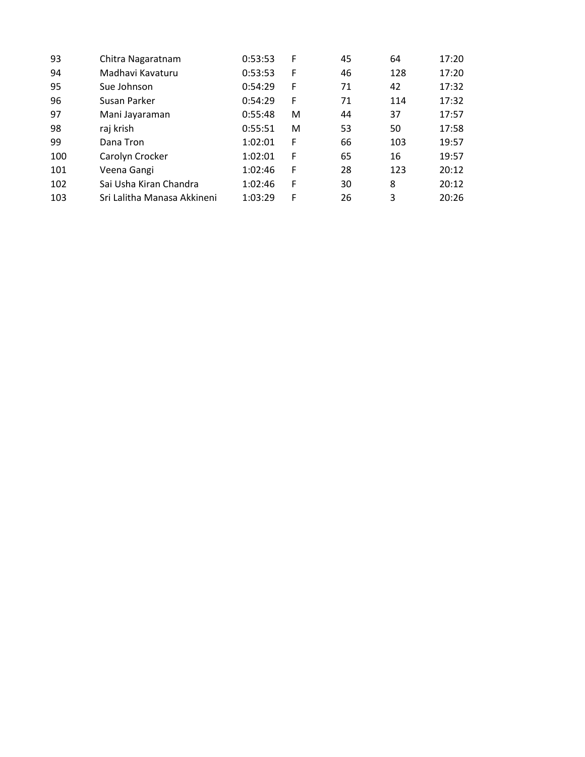| | | | | | | |
|---|---|---|---|---|---|---|
| 93 | Chitra Nagaratnam | 0:53:53 | F | 45 | 64 | 17:20 |
| 94 | Madhavi Kavaturu | 0:53:53 | F | 46 | 128 | 17:20 |
| 95 | Sue Johnson | 0:54:29 | F | 71 | 42 | 17:32 |
| 96 | Susan Parker | 0:54:29 | F | 71 | 114 | 17:32 |
| 97 | Mani Jayaraman | 0:55:48 | M | 44 | 37 | 17:57 |
| 98 | raj krish | 0:55:51 | M | 53 | 50 | 17:58 |
| 99 | Dana Tron | 1:02:01 | F | 66 | 103 | 19:57 |
| 100 | Carolyn Crocker | 1:02:01 | F | 65 | 16 | 19:57 |
| 101 | Veena Gangi | 1:02:46 | F | 28 | 123 | 20:12 |
| 102 | Sai Usha Kiran Chandra | 1:02:46 | F | 30 | 8 | 20:12 |
| 103 | Sri Lalitha Manasa Akkineni | 1:03:29 | F | 26 | 3 | 20:26 |